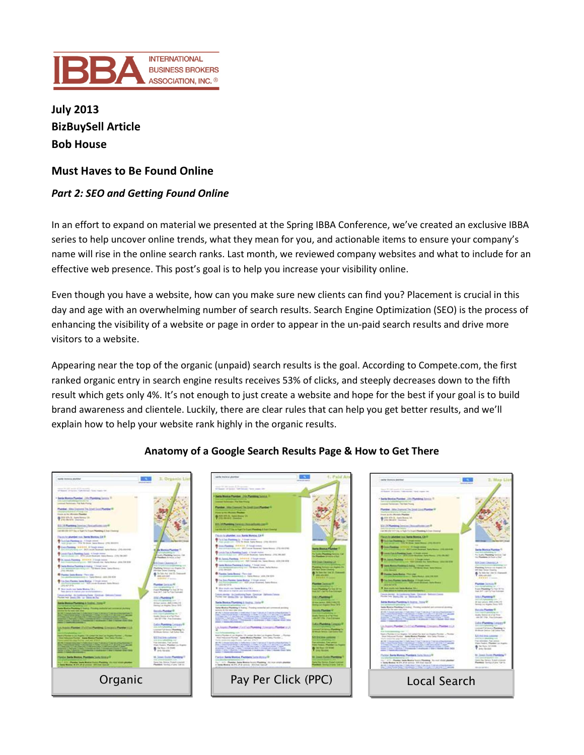INTERNATIONAL BUSINESS BROKERS ASSOCIATION, INC.®

**July 2013**
**BizBuySell Article**
**Bob House**

## Must Haves to Be Found Online

### *Part 2: SEO and Getting Found Online*

In an effort to expand on material we presented at the Spring IBBA Conference, we've created an exclusive IBBA series to help uncover online trends, what they mean for you, and actionable items to ensure your company's name will rise in the online search ranks. Last month, we reviewed company websites and what to include for an effective web presence. This post's goal is to help you increase your visibility online.

Even though you have a website, how can you make sure new clients can find you? Placement is crucial in this day and age with an overwhelming number of search results. Search Engine Optimization (SEO) is the process of enhancing the visibility of a website or page in order to appear in the un-paid search results and drive more visitors to a website.

Appearing near the top of the organic (unpaid) search results is the goal. According to Compete.com, the first ranked organic entry in search engine results receives 53% of clicks, and steeply decreases down to the fifth result which gets only 4%. It's not enough to just create a website and hope for the best if your goal is to build brand awareness and clientele. Luckily, there are clear rules that can help you get better results, and we'll explain how to help your website rank highly in the organic results.

**Anatomy of a Google Search Results Page & How to Get There**

Organic | Pay Per Click (PPC) | Local Search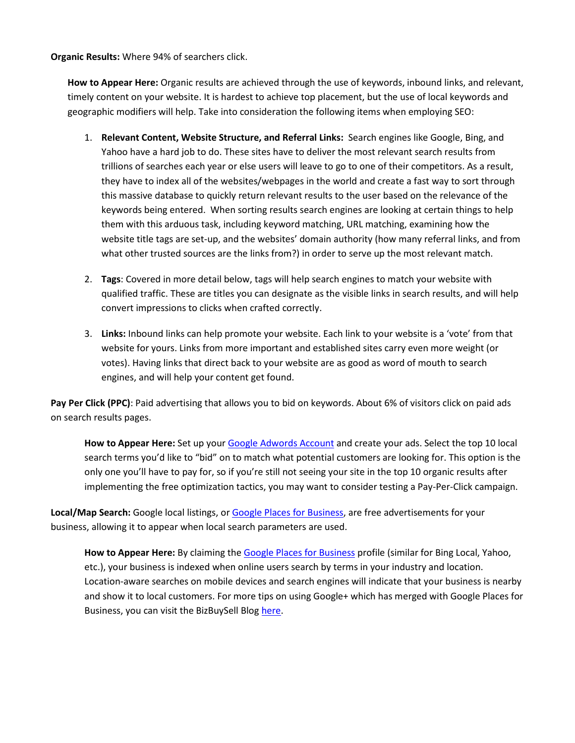**Organic Results:** Where 94% of searchers click.

**How to Appear Here:** Organic results are achieved through the use of keywords, inbound links, and relevant, timely content on your website. It is hardest to achieve top placement, but the use of local keywords and geographic modifiers will help. Take into consideration the following items when employing SEO:

1. **Relevant Content, Website Structure, and Referral Links:** Search engines like Google, Bing, and Yahoo have a hard job to do. These sites have to deliver the most relevant search results from trillions of searches each year or else users will leave to go to one of their competitors. As a result, they have to index all of the websites/webpages in the world and create a fast way to sort through this massive database to quickly return relevant results to the user based on the relevance of the keywords being entered. When sorting results search engines are looking at certain things to help them with this arduous task, including keyword matching, URL matching, examining how the website title tags are set-up, and the websites' domain authority (how many referral links, and from what other trusted sources are the links from?) in order to serve up the most relevant match.

2. **Tags**: Covered in more detail below, tags will help search engines to match your website with qualified traffic. These are titles you can designate as the visible links in search results, and will help convert impressions to clicks when crafted correctly.

3. **Links:** Inbound links can help promote your website. Each link to your website is a 'vote' from that website for yours. Links from more important and established sites carry even more weight (or votes). Having links that direct back to your website are as good as word of mouth to search engines, and will help your content get found.

**Pay Per Click (PPC)**: Paid advertising that allows you to bid on keywords. About 6% of visitors click on paid ads on search results pages.

**How to Appear Here:** Set up your Google Adwords Account and create your ads. Select the top 10 local search terms you'd like to "bid" on to match what potential customers are looking for. This option is the only one you'll have to pay for, so if you're still not seeing your site in the top 10 organic results after implementing the free optimization tactics, you may want to consider testing a Pay-Per-Click campaign.

**Local/Map Search:** Google local listings, or Google Places for Business, are free advertisements for your business, allowing it to appear when local search parameters are used.

**How to Appear Here:** By claiming the Google Places for Business profile (similar for Bing Local, Yahoo, etc.), your business is indexed when online users search by terms in your industry and location. Location-aware searches on mobile devices and search engines will indicate that your business is nearby and show it to local customers. For more tips on using Google+ which has merged with Google Places for Business, you can visit the BizBuySell Blog here.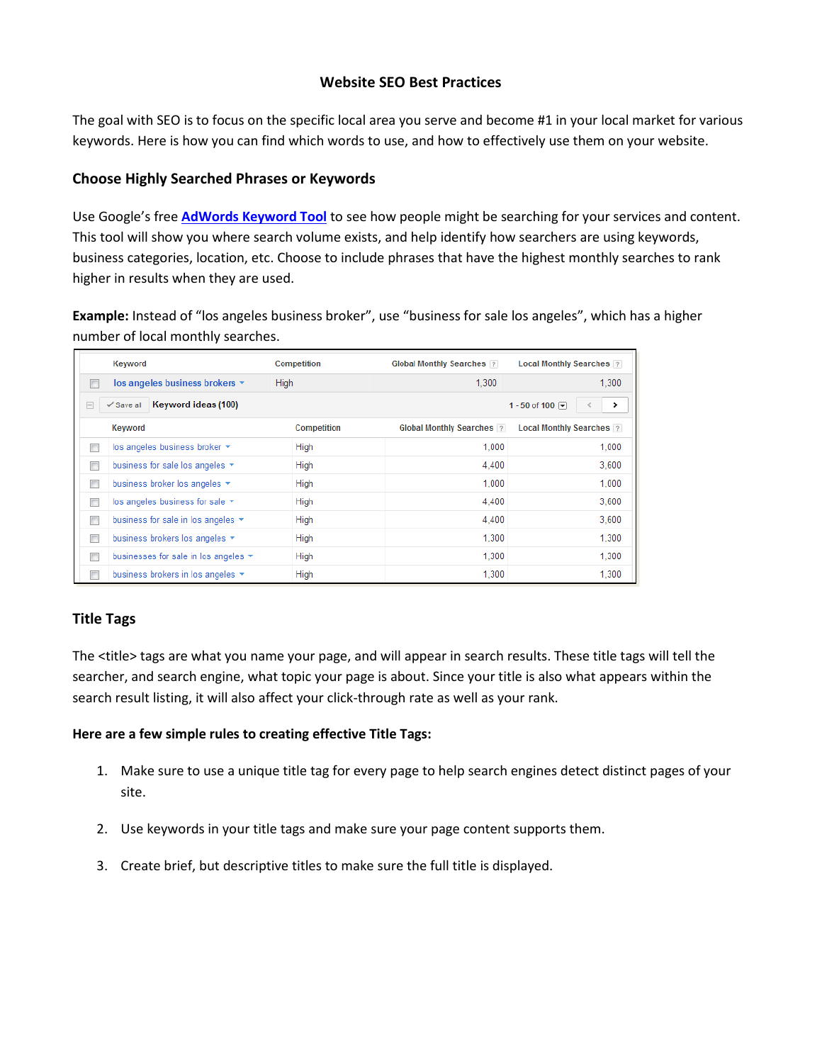## Website SEO Best Practices

The goal with SEO is to focus on the specific local area you serve and become #1 in your local market for various keywords. Here is how you can find which words to use, and how to effectively use them on your website.

### Choose Highly Searched Phrases or Keywords

Use Google's free **AdWords Keyword Tool** to see how people might be searching for your services and content. This tool will show you where search volume exists, and help identify how searchers are using keywords, business categories, location, etc. Choose to include phrases that have the highest monthly searches to rank higher in results when they are used.

**Example:** Instead of "los angeles business broker", use "business for sale los angeles", which has a higher number of local monthly searches.

| Keyword | Competition | Global Monthly Searches | Local Monthly Searches |
|---|---|---|---|
| los angeles business brokers | High | 1,300 | 1,300 |
| **Keyword ideas (100)** | | | 1 - 50 of 100 |
| los angeles business broker | High | 1,000 | 1,000 |
| business for sale los angeles | High | 4,400 | 3,600 |
| business broker los angeles | High | 1,000 | 1,000 |
| los angeles business for sale | High | 4,400 | 3,600 |
| business for sale in los angeles | High | 4,400 | 3,600 |
| business brokers los angeles | High | 1,300 | 1,300 |
| businesses for sale in los angeles | High | 1,300 | 1,300 |
| business brokers in los angeles | High | 1,300 | 1,300 |

### Title Tags

The <title> tags are what you name your page, and will appear in search results. These title tags will tell the searcher, and search engine, what topic your page is about. Since your title is also what appears within the search result listing, it will also affect your click-through rate as well as your rank.

**Here are a few simple rules to creating effective Title Tags:**

1. Make sure to use a unique title tag for every page to help search engines detect distinct pages of your site.
2. Use keywords in your title tags and make sure your page content supports them.
3. Create brief, but descriptive titles to make sure the full title is displayed.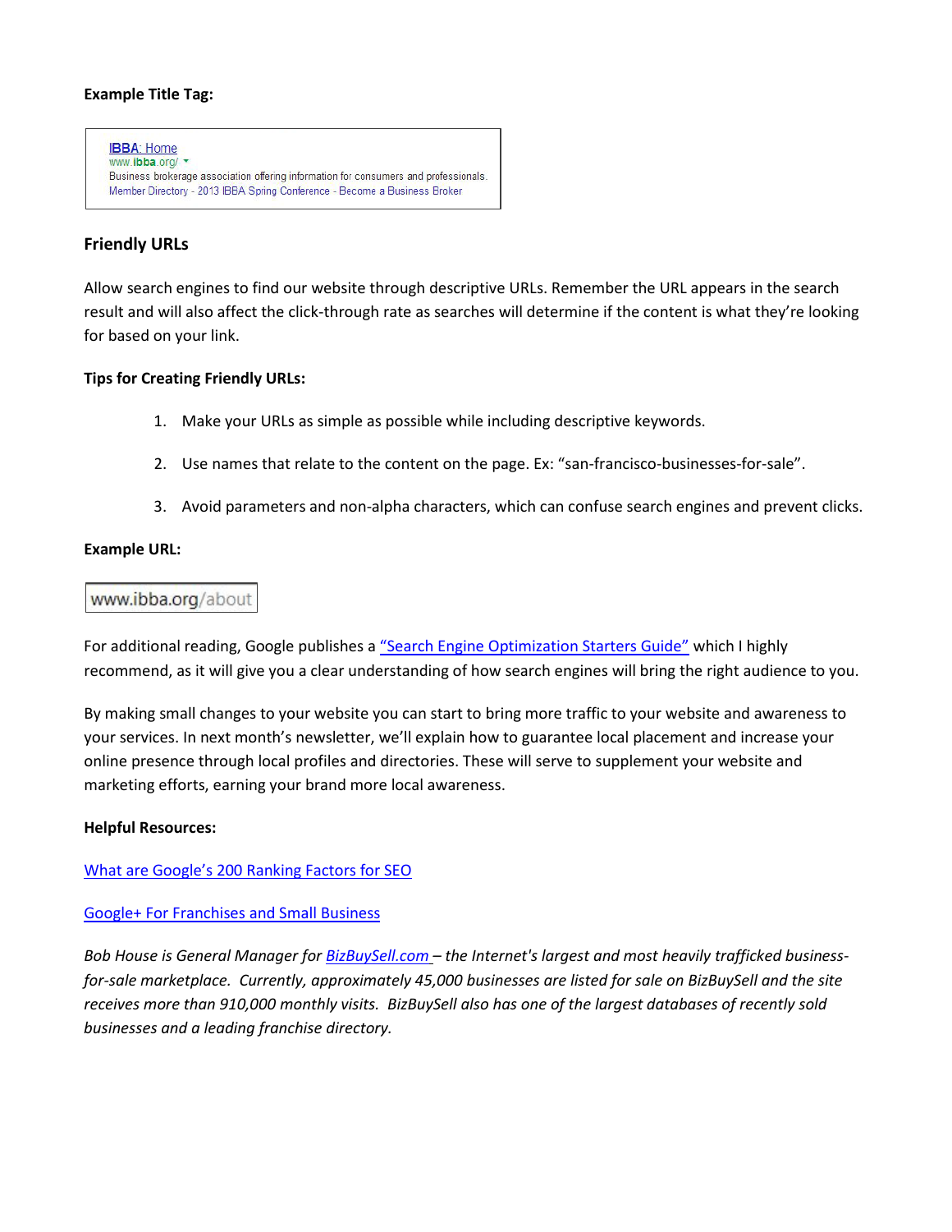**Example Title Tag:**

IBBA: Home
www.ibba.org/
Business brokerage association offering information for consumers and professionals.
Member Directory - 2013 IBBA Spring Conference - Become a Business Broker

## Friendly URLs

Allow search engines to find our website through descriptive URLs. Remember the URL appears in the search result and will also affect the click-through rate as searches will determine if the content is what they're looking for based on your link.

**Tips for Creating Friendly URLs:**

1. Make your URLs as simple as possible while including descriptive keywords.
2. Use names that relate to the content on the page. Ex: "san-francisco-businesses-for-sale".
3. Avoid parameters and non-alpha characters, which can confuse search engines and prevent clicks.

**Example URL:**

www.ibba.org/about

For additional reading, Google publishes a "Search Engine Optimization Starters Guide" which I highly recommend, as it will give you a clear understanding of how search engines will bring the right audience to you.

By making small changes to your website you can start to bring more traffic to your website and awareness to your services. In next month's newsletter, we'll explain how to guarantee local placement and increase your online presence through local profiles and directories. These will serve to supplement your website and marketing efforts, earning your brand more local awareness.

**Helpful Resources:**

What are Google's 200 Ranking Factors for SEO

Google+ For Franchises and Small Business

*Bob House is General Manager for BizBuySell.com – the Internet's largest and most heavily trafficked business-for-sale marketplace. Currently, approximately 45,000 businesses are listed for sale on BizBuySell and the site receives more than 910,000 monthly visits. BizBuySell also has one of the largest databases of recently sold businesses and a leading franchise directory.*